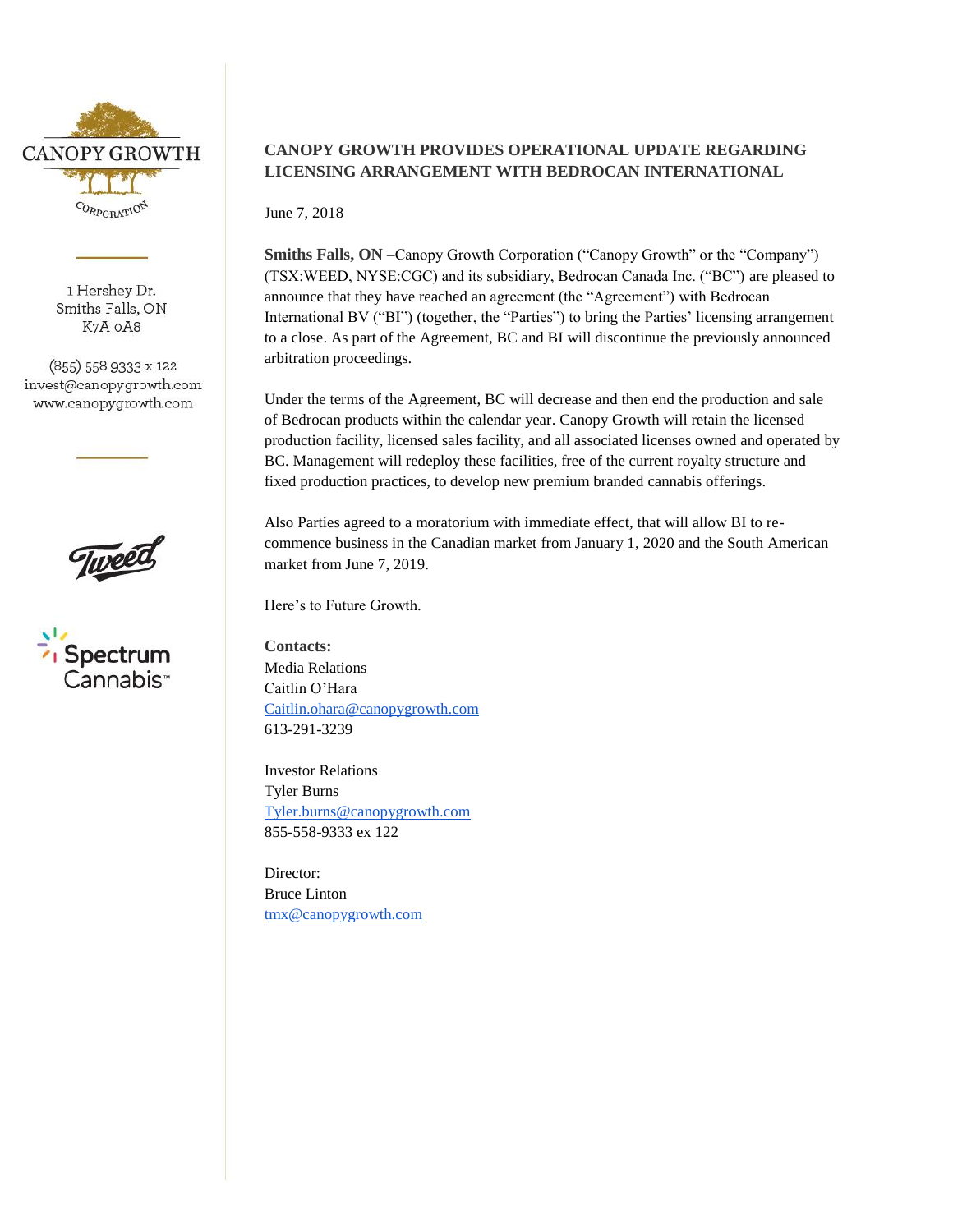CANOPY GROWTH CORPORATION

1 Hershey Dr.
Smiths Falls, ON
K7A 0A8

(855) 558 9333 x 122
invest@canopygrowth.com
www.canopygrowth.com

# CANOPY GROWTH PROVIDES OPERATIONAL UPDATE REGARDING LICENSING ARRANGEMENT WITH BEDROCAN INTERNATIONAL

June 7, 2018

**Smiths Falls, ON** –Canopy Growth Corporation ("Canopy Growth" or the "Company") (TSX:WEED, NYSE:CGC) and its subsidiary, Bedrocan Canada Inc. ("BC") are pleased to announce that they have reached an agreement (the "Agreement") with Bedrocan International BV ("BI") (together, the "Parties") to bring the Parties' licensing arrangement to a close. As part of the Agreement, BC and BI will discontinue the previously announced arbitration proceedings.

Under the terms of the Agreement, BC will decrease and then end the production and sale of Bedrocan products within the calendar year. Canopy Growth will retain the licensed production facility, licensed sales facility, and all associated licenses owned and operated by BC. Management will redeploy these facilities, free of the current royalty structure and fixed production practices, to develop new premium branded cannabis offerings.

Also Parties agreed to a moratorium with immediate effect, that will allow BI to re-commence business in the Canadian market from January 1, 2020 and the South American market from June 7, 2019.

Here's to Future Growth.

**Contacts:**
Media Relations
Caitlin O'Hara
Caitlin.ohara@canopygrowth.com
613-291-3239

Investor Relations
Tyler Burns
Tyler.burns@canopygrowth.com
855-558-9333 ex 122

Director:
Bruce Linton
tmx@canopygrowth.com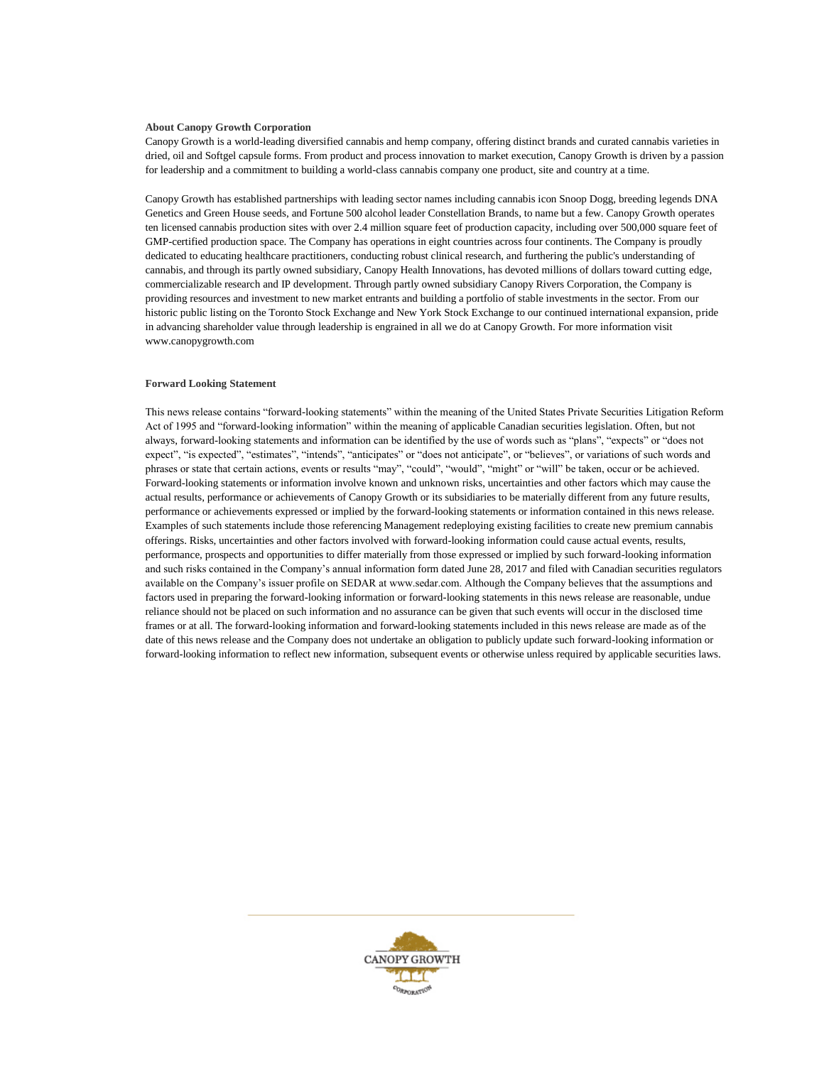**About Canopy Growth Corporation**

Canopy Growth is a world-leading diversified cannabis and hemp company, offering distinct brands and curated cannabis varieties in dried, oil and Softgel capsule forms. From product and process innovation to market execution, Canopy Growth is driven by a passion for leadership and a commitment to building a world-class cannabis company one product, site and country at a time.

Canopy Growth has established partnerships with leading sector names including cannabis icon Snoop Dogg, breeding legends DNA Genetics and Green House seeds, and Fortune 500 alcohol leader Constellation Brands, to name but a few. Canopy Growth operates ten licensed cannabis production sites with over 2.4 million square feet of production capacity, including over 500,000 square feet of GMP-certified production space. The Company has operations in eight countries across four continents. The Company is proudly dedicated to educating healthcare practitioners, conducting robust clinical research, and furthering the public's understanding of cannabis, and through its partly owned subsidiary, Canopy Health Innovations, has devoted millions of dollars toward cutting edge, commercializable research and IP development. Through partly owned subsidiary Canopy Rivers Corporation, the Company is providing resources and investment to new market entrants and building a portfolio of stable investments in the sector. From our historic public listing on the Toronto Stock Exchange and New York Stock Exchange to our continued international expansion, pride in advancing shareholder value through leadership is engrained in all we do at Canopy Growth. For more information visit www.canopygrowth.com

**Forward Looking Statement**

This news release contains “forward-looking statements” within the meaning of the United States Private Securities Litigation Reform Act of 1995 and “forward-looking information” within the meaning of applicable Canadian securities legislation. Often, but not always, forward-looking statements and information can be identified by the use of words such as “plans”, “expects” or “does not expect”, “is expected”, “estimates”, “intends”, “anticipates” or “does not anticipate”, or “believes”, or variations of such words and phrases or state that certain actions, events or results “may”, “could”, “would”, “might” or “will” be taken, occur or be achieved. Forward-looking statements or information involve known and unknown risks, uncertainties and other factors which may cause the actual results, performance or achievements of Canopy Growth or its subsidiaries to be materially different from any future results, performance or achievements expressed or implied by the forward-looking statements or information contained in this news release. Examples of such statements include those referencing Management redeploying existing facilities to create new premium cannabis offerings. Risks, uncertainties and other factors involved with forward-looking information could cause actual events, results, performance, prospects and opportunities to differ materially from those expressed or implied by such forward-looking information and such risks contained in the Company’s annual information form dated June 28, 2017 and filed with Canadian securities regulators available on the Company’s issuer profile on SEDAR at www.sedar.com. Although the Company believes that the assumptions and factors used in preparing the forward-looking information or forward-looking statements in this news release are reasonable, undue reliance should not be placed on such information and no assurance can be given that such events will occur in the disclosed time frames or at all. The forward-looking information and forward-looking statements included in this news release are made as of the date of this news release and the Company does not undertake an obligation to publicly update such forward-looking information or forward-looking information to reflect new information, subsequent events or otherwise unless required by applicable securities laws.